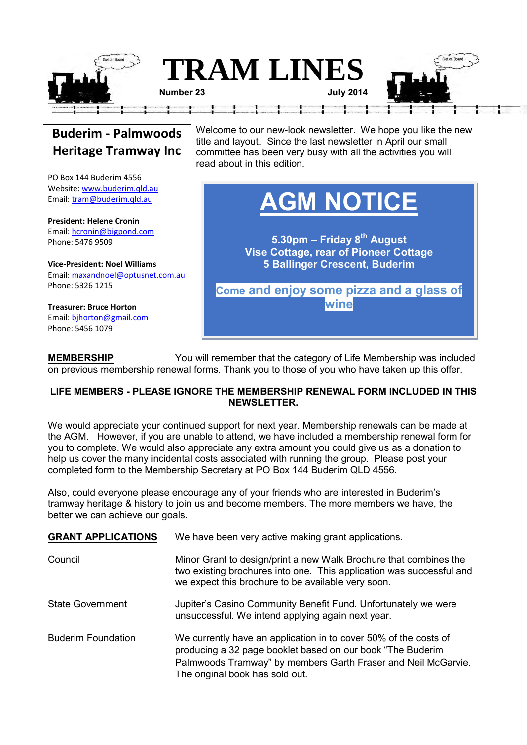# TRAM LINES

**Number 23** **July 2014**

## Buderim - Palmwoods Heritage Tramway Inc

PO Box 144 Buderim 4556
Website: www.buderim.qld.au
Email: tram@buderim.qld.au

**President: Helene Cronin**
Email: hcronin@bigpond.com
Phone: 5476 9509

**Vice-President: Noel Williams**
Email: maxandnoel@optusnet.com.au
Phone: 5326 1215

**Treasurer: Bruce Horton**
Email: bjhorton@gmail.com
Phone: 5456 1079

Welcome to our new-look newsletter. We hope you like the new title and layout. Since the last newsletter in April our small committee has been very busy with all the activities you will read about in this edition.

## AGM NOTICE

**5.30pm – Friday 8th August**
**Vise Cottage, rear of Pioneer Cottage**
**5 Ballinger Crescent, Buderim**

**Come and enjoy some pizza and a glass of wine**

**MEMBERSHIP** You will remember that the category of Life Membership was included on previous membership renewal forms. Thank you to those of you who have taken up this offer.

**LIFE MEMBERS - PLEASE IGNORE THE MEMBERSHIP RENEWAL FORM INCLUDED IN THIS NEWSLETTER.**

We would appreciate your continued support for next year. Membership renewals can be made at the AGM. However, if you are unable to attend, we have included a membership renewal form for you to complete. We would also appreciate any extra amount you could give us as a donation to help us cover the many incidental costs associated with running the group. Please post your completed form to the Membership Secretary at PO Box 144 Buderim QLD 4556.

Also, could everyone please encourage any of your friends who are interested in Buderim's tramway heritage & history to join us and become members. The more members we have, the better we can achieve our goals.

**GRANT APPLICATIONS** We have been very active making grant applications.

Council: Minor Grant to design/print a new Walk Brochure that combines the two existing brochures into one. This application was successful and we expect this brochure to be available very soon.

State Government: Jupiter's Casino Community Benefit Fund. Unfortunately we were unsuccessful. We intend applying again next year.

Buderim Foundation: We currently have an application in to cover 50% of the costs of producing a 32 page booklet based on our book "The Buderim Palmwoods Tramway" by members Garth Fraser and Neil McGarvie. The original book has sold out.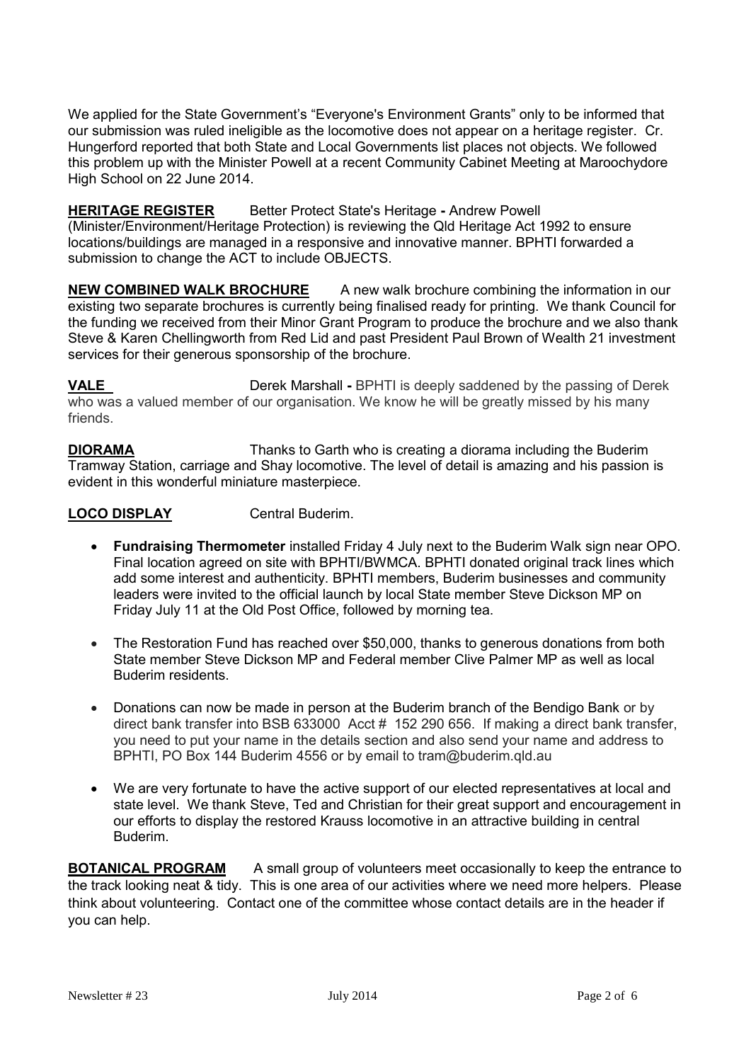We applied for the State Government's "Everyone's Environment Grants" only to be informed that our submission was ruled ineligible as the locomotive does not appear on a heritage register. Cr. Hungerford reported that both State and Local Governments list places not objects. We followed this problem up with the Minister Powell at a recent Community Cabinet Meeting at Maroochydore High School on 22 June 2014.

**HERITAGE REGISTER** Better Protect State's Heritage **-** Andrew Powell (Minister/Environment/Heritage Protection) is reviewing the Qld Heritage Act 1992 to ensure locations/buildings are managed in a responsive and innovative manner. BPHTI forwarded a submission to change the ACT to include OBJECTS.

**NEW COMBINED WALK BROCHURE** A new walk brochure combining the information in our existing two separate brochures is currently being finalised ready for printing. We thank Council for the funding we received from their Minor Grant Program to produce the brochure and we also thank Steve & Karen Chellingworth from Red Lid and past President Paul Brown of Wealth 21 investment services for their generous sponsorship of the brochure.

**VALE** Derek Marshall **-** BPHTI is deeply saddened by the passing of Derek who was a valued member of our organisation. We know he will be greatly missed by his many friends.

**DIORAMA** Thanks to Garth who is creating a diorama including the Buderim Tramway Station, carriage and Shay locomotive. The level of detail is amazing and his passion is evident in this wonderful miniature masterpiece.

**LOCO DISPLAY** Central Buderim.

- **Fundraising Thermometer** installed Friday 4 July next to the Buderim Walk sign near OPO. Final location agreed on site with BPHTI/BWMCA. BPHTI donated original track lines which add some interest and authenticity. BPHTI members, Buderim businesses and community leaders were invited to the official launch by local State member Steve Dickson MP on Friday July 11 at the Old Post Office, followed by morning tea.
- The Restoration Fund has reached over $50,000, thanks to generous donations from both State member Steve Dickson MP and Federal member Clive Palmer MP as well as local Buderim residents.
- Donations can now be made in person at the Buderim branch of the Bendigo Bank or by direct bank transfer into BSB 633000 Acct # 152 290 656. If making a direct bank transfer, you need to put your name in the details section and also send your name and address to BPHTI, PO Box 144 Buderim 4556 or by email to tram@buderim.qld.au
- We are very fortunate to have the active support of our elected representatives at local and state level. We thank Steve, Ted and Christian for their great support and encouragement in our efforts to display the restored Krauss locomotive in an attractive building in central Buderim.

**BOTANICAL PROGRAM** A small group of volunteers meet occasionally to keep the entrance to the track looking neat & tidy. This is one area of our activities where we need more helpers. Please think about volunteering. Contact one of the committee whose contact details are in the header if you can help.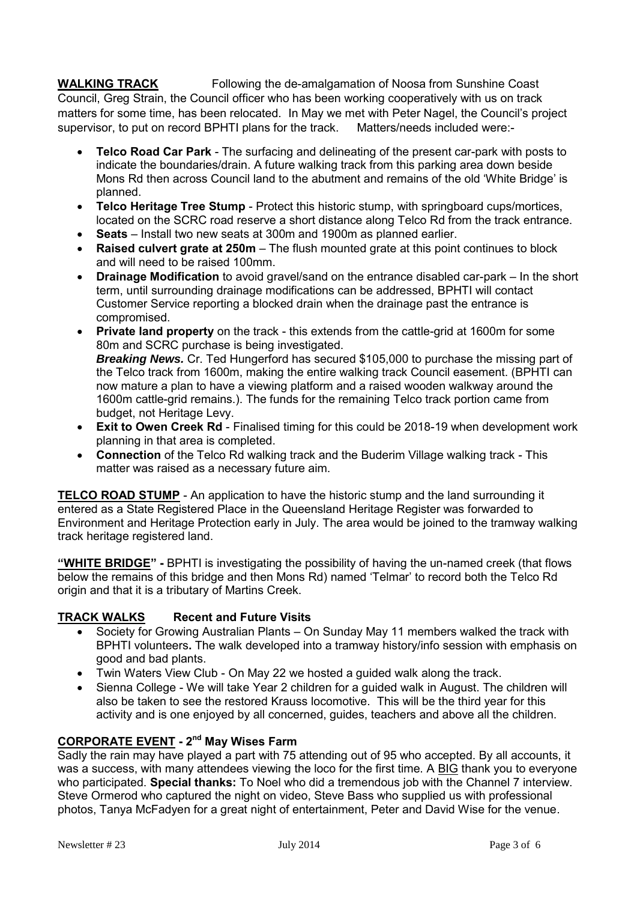**WALKING TRACK** Following the de-amalgamation of Noosa from Sunshine Coast Council, Greg Strain, the Council officer who has been working cooperatively with us on track matters for some time, has been relocated. In May we met with Peter Nagel, the Council's project supervisor, to put on record BPHTI plans for the track. Matters/needs included were:-

- **Telco Road Car Park** - The surfacing and delineating of the present car-park with posts to indicate the boundaries/drain. A future walking track from this parking area down beside Mons Rd then across Council land to the abutment and remains of the old 'White Bridge' is planned.
- **Telco Heritage Tree Stump** - Protect this historic stump, with springboard cups/mortices, located on the SCRC road reserve a short distance along Telco Rd from the track entrance.
- **Seats** – Install two new seats at 300m and 1900m as planned earlier.
- **Raised culvert grate at 250m** – The flush mounted grate at this point continues to block and will need to be raised 100mm.
- **Drainage Modification** to avoid gravel/sand on the entrance disabled car-park – In the short term, until surrounding drainage modifications can be addressed, BPHTI will contact Customer Service reporting a blocked drain when the drainage past the entrance is compromised.
- **Private land property** on the track - this extends from the cattle-grid at 1600m for some 80m and SCRC purchase is being investigated.
  ***Breaking News.*** Cr. Ted Hungerford has secured $105,000 to purchase the missing part of the Telco track from 1600m, making the entire walking track Council easement. (BPHTI can now mature a plan to have a viewing platform and a raised wooden walkway around the 1600m cattle-grid remains.). The funds for the remaining Telco track portion came from budget, not Heritage Levy.
- **Exit to Owen Creek Rd** - Finalised timing for this could be 2018-19 when development work planning in that area is completed.
- **Connection** of the Telco Rd walking track and the Buderim Village walking track - This matter was raised as a necessary future aim.

**TELCO ROAD STUMP** - An application to have the historic stump and the land surrounding it entered as a State Registered Place in the Queensland Heritage Register was forwarded to Environment and Heritage Protection early in July. The area would be joined to the tramway walking track heritage registered land.

**"WHITE BRIDGE" -** BPHTI is investigating the possibility of having the un-named creek (that flows below the remains of this bridge and then Mons Rd) named 'Telmar' to record both the Telco Rd origin and that it is a tributary of Martins Creek.

## TRACK WALKS Recent and Future Visits

- Society for Growing Australian Plants – On Sunday May 11 members walked the track with BPHTI volunteers**.** The walk developed into a tramway history/info session with emphasis on good and bad plants.
- Twin Waters View Club - On May 22 we hosted a guided walk along the track.
- Sienna College - We will take Year 2 children for a guided walk in August. The children will also be taken to see the restored Krauss locomotive. This will be the third year for this activity and is one enjoyed by all concerned, guides, teachers and above all the children.

## CORPORATE EVENT - 2nd May Wises Farm

Sadly the rain may have played a part with 75 attending out of 95 who accepted. By all accounts, it was a success, with many attendees viewing the loco for the first time. A BIG thank you to everyone who participated. **Special thanks:** To Noel who did a tremendous job with the Channel 7 interview. Steve Ormerod who captured the night on video, Steve Bass who supplied us with professional photos, Tanya McFadyen for a great night of entertainment, Peter and David Wise for the venue.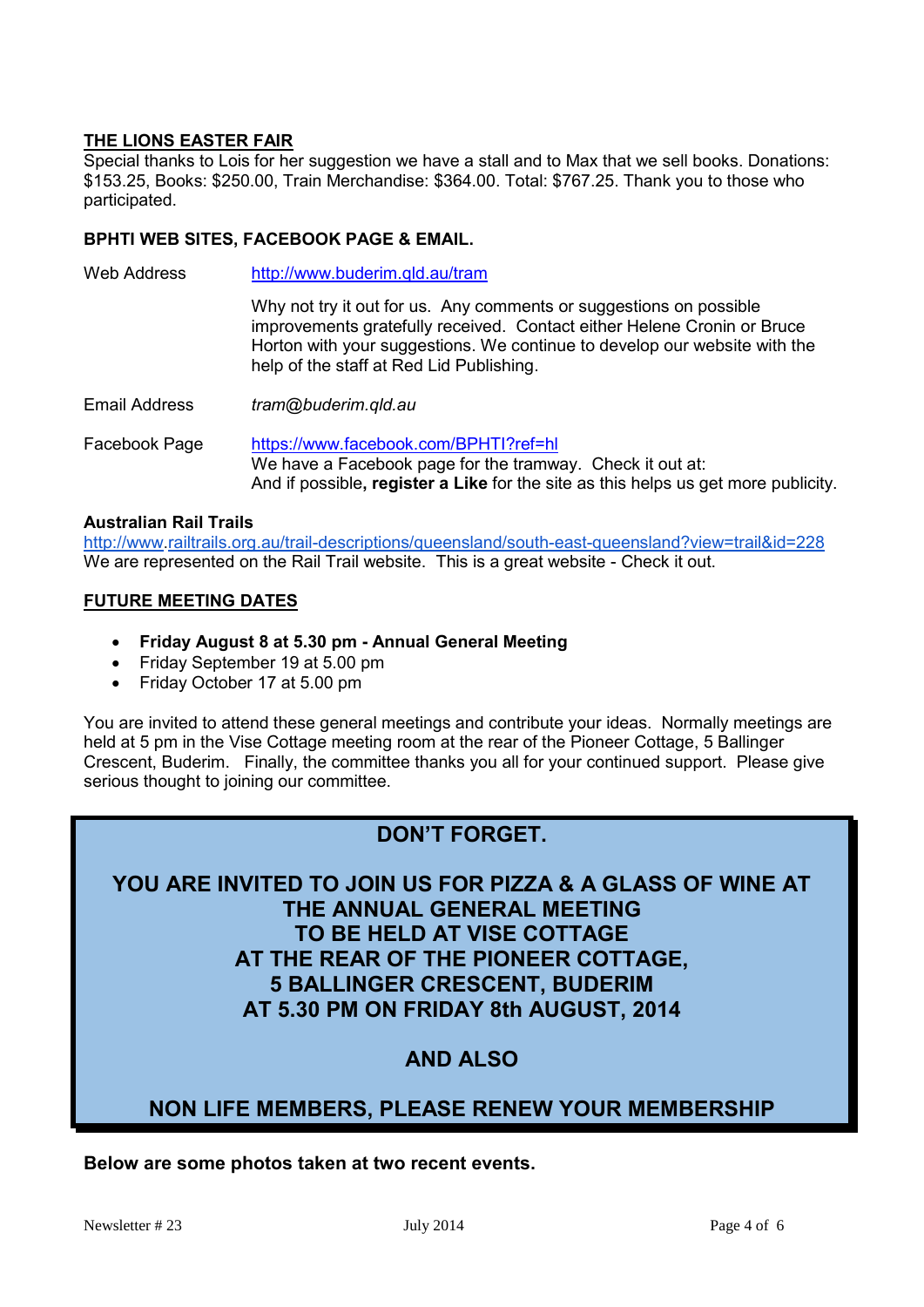## THE LIONS EASTER FAIR

Special thanks to Lois for her suggestion we have a stall and to Max that we sell books. Donations: $153.25, Books: $250.00, Train Merchandise: $364.00. Total: $767.25. Thank you to those who participated.

### BPHTI WEB SITES, FACEBOOK PAGE & EMAIL.

Web Address http://www.buderim.qld.au/tram

Why not try it out for us. Any comments or suggestions on possible improvements gratefully received. Contact either Helene Cronin or Bruce Horton with your suggestions. We continue to develop our website with the help of the staff at Red Lid Publishing.

Email Address *tram@buderim.qld.au*

Facebook Page https://www.facebook.com/BPHTI?ref=hl
We have a Facebook page for the tramway. Check it out at:
And if possible**, register a Like** for the site as this helps us get more publicity.

**Australian Rail Trails**
http://www.railtrails.org.au/trail-descriptions/queensland/south-east-queensland?view=trail&id=228
We are represented on the Rail Trail website. This is a great website - Check it out.

## FUTURE MEETING DATES

- **Friday August 8 at 5.30 pm - Annual General Meeting**
- Friday September 19 at 5.00 pm
- Friday October 17 at 5.00 pm

You are invited to attend these general meetings and contribute your ideas. Normally meetings are held at 5 pm in the Vise Cottage meeting room at the rear of the Pioneer Cottage, 5 Ballinger Crescent, Buderim. Finally, the committee thanks you all for your continued support. Please give serious thought to joining our committee.

**DON'T FORGET.**

**YOU ARE INVITED TO JOIN US FOR PIZZA & A GLASS OF WINE AT THE ANNUAL GENERAL MEETING TO BE HELD AT VISE COTTAGE AT THE REAR OF THE PIONEER COTTAGE, 5 BALLINGER CRESCENT, BUDERIM AT 5.30 PM ON FRIDAY 8th AUGUST, 2014**

**AND ALSO**

**NON LIFE MEMBERS, PLEASE RENEW YOUR MEMBERSHIP**

**Below are some photos taken at two recent events.**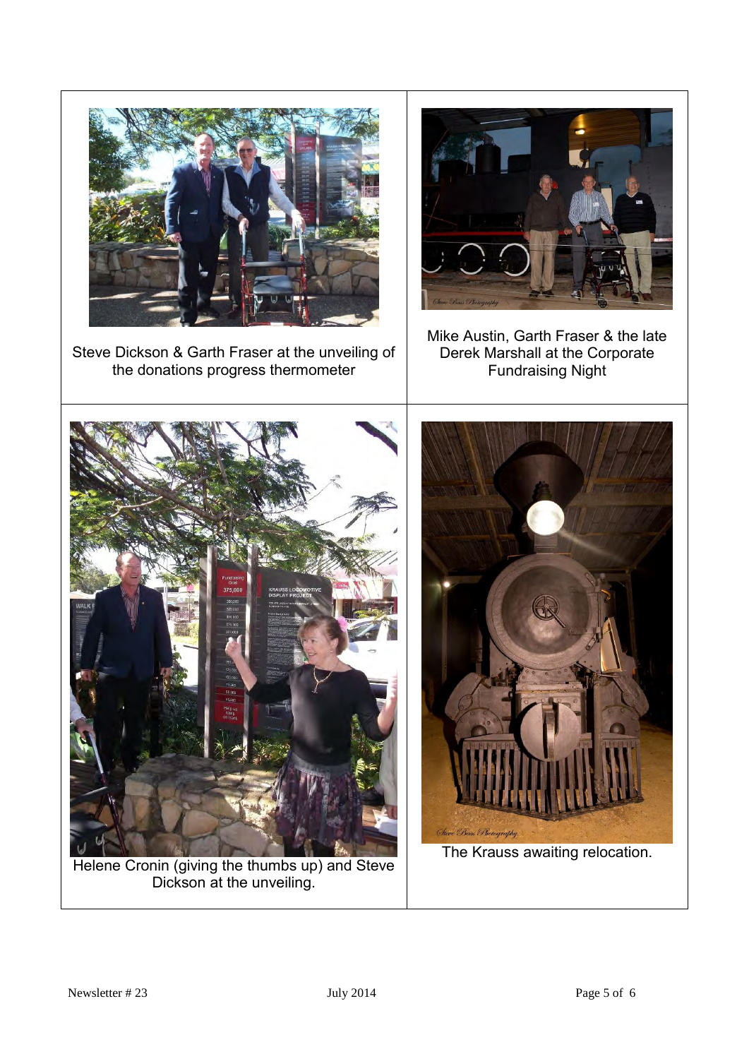Steve Dickson & Garth Fraser at the unveiling of the donations progress thermometer

Mike Austin, Garth Fraser & the late Derek Marshall at the Corporate Fundraising Night

Helene Cronin (giving the thumbs up) and Steve Dickson at the unveiling.

The Krauss awaiting relocation.